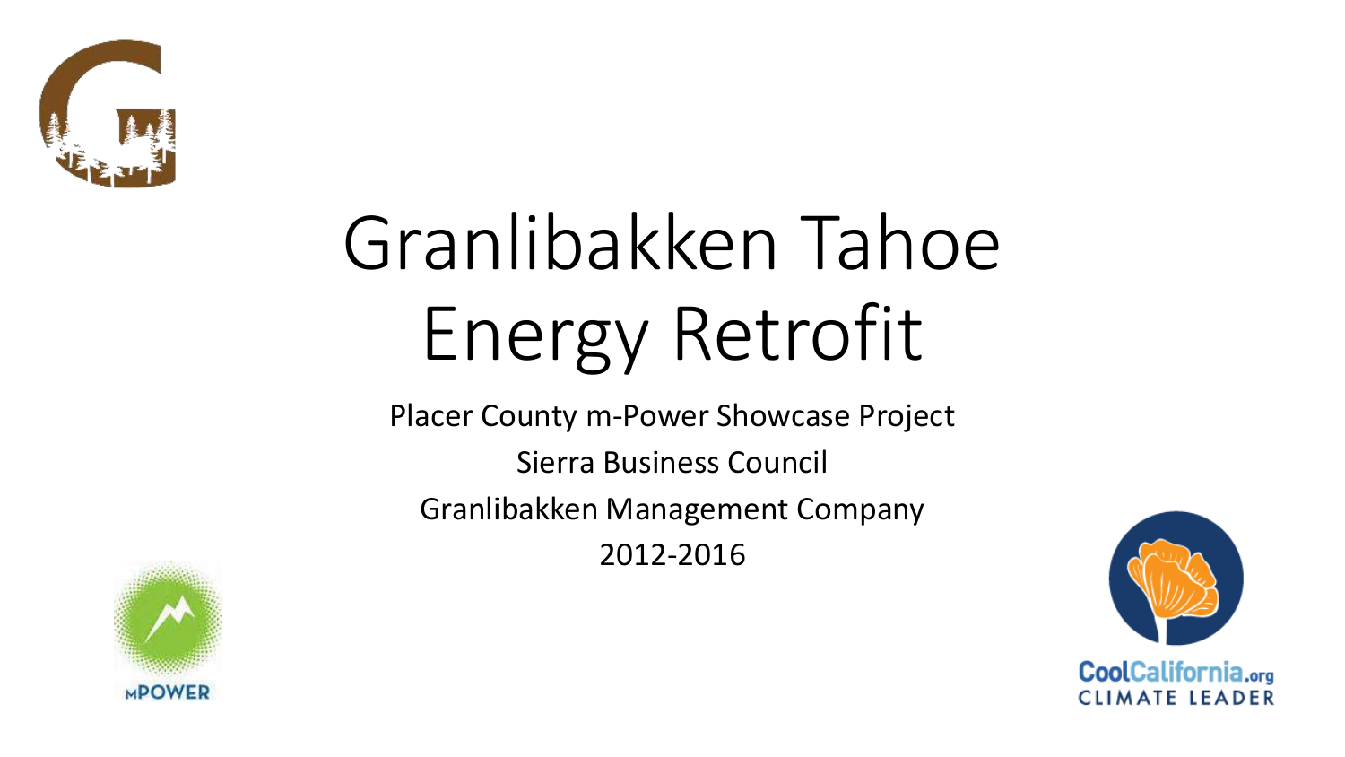# Granlibakken Tahoe Energy Retrofit

Placer County m-Power Showcase Project

Sierra Business Council

Granlibakken Management Company

2012-2016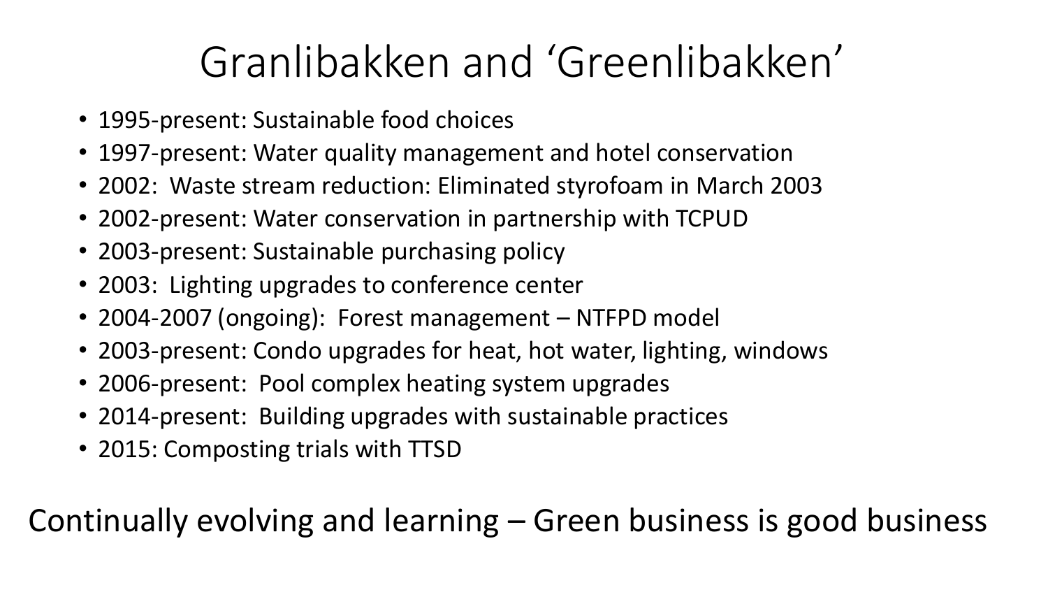# Granlibakken and 'Greenlibakken'

- 1995-present: Sustainable food choices
- 1997-present: Water quality management and hotel conservation
- 2002: Waste stream reduction: Eliminated styrofoam in March 2003
- 2002-present: Water conservation in partnership with TCPUD
- 2003-present: Sustainable purchasing policy
- 2003: Lighting upgrades to conference center
- 2004-2007 (ongoing): Forest management – NTFPD model
- 2003-present: Condo upgrades for heat, hot water, lighting, windows
- 2006-present: Pool complex heating system upgrades
- 2014-present: Building upgrades with sustainable practices
- 2015: Composting trials with TTSD

Continually evolving and learning – Green business is good business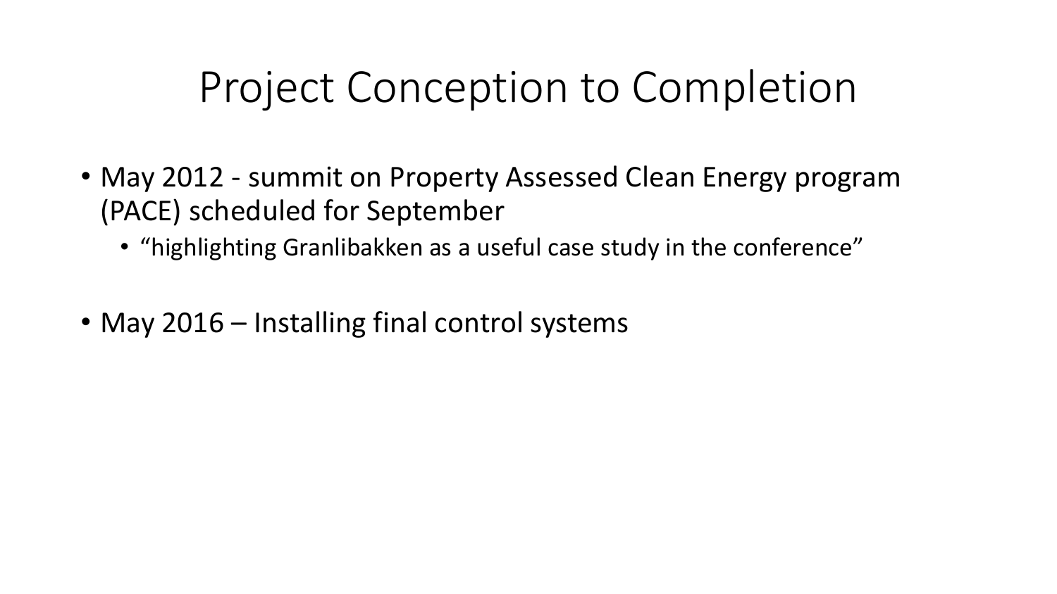# Project Conception to Completion

- May 2012 - summit on Property Assessed Clean Energy program (PACE) scheduled for September
  - "highlighting Granlibakken as a useful case study in the conference"

- May 2016 – Installing final control systems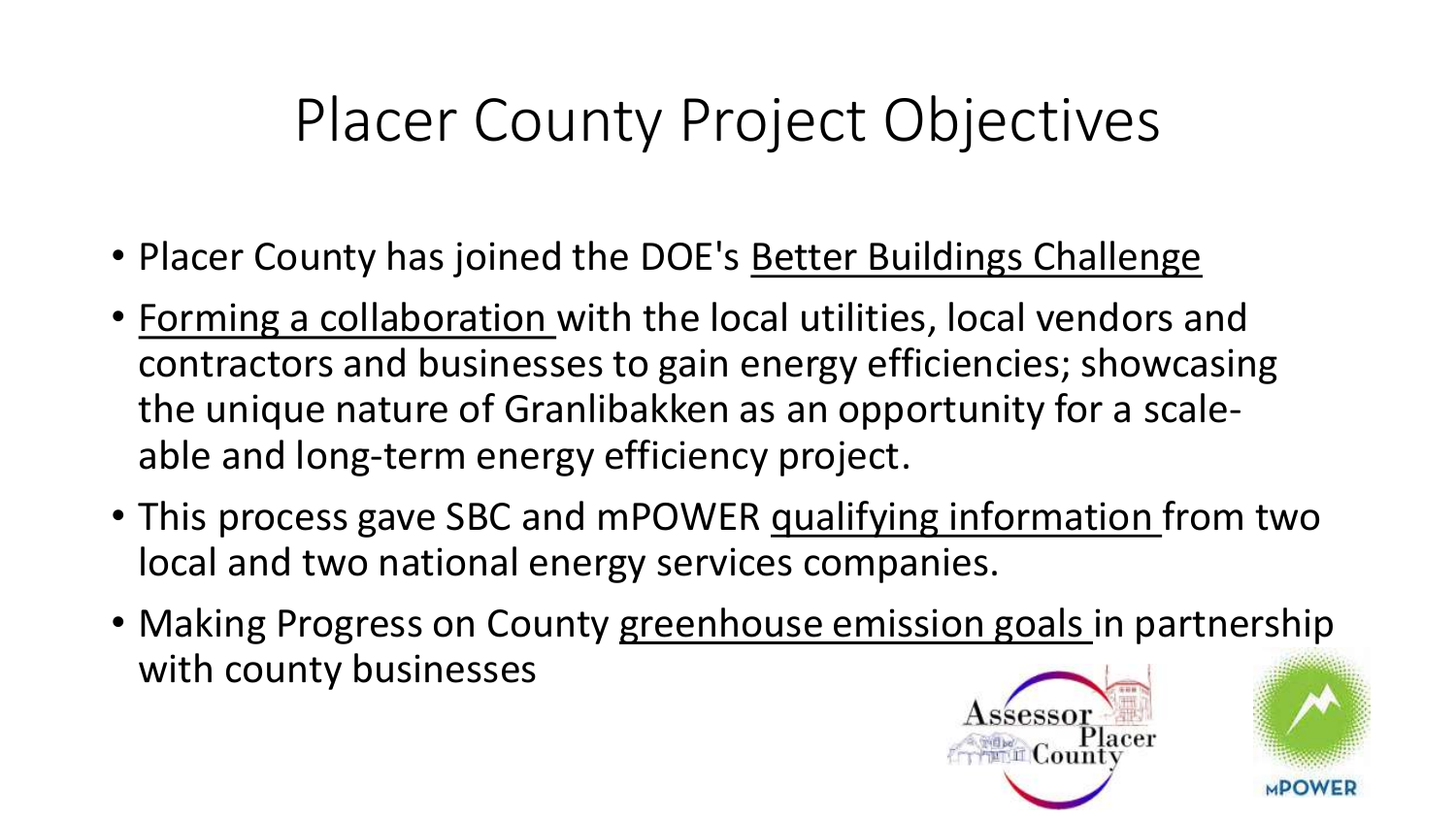# Placer County Project Objectives

- Placer County has joined the DOE's Better Buildings Challenge
- Forming a collaboration with the local utilities, local vendors and contractors and businesses to gain energy efficiencies; showcasing the unique nature of Granlibakken as an opportunity for a scale-able and long-term energy efficiency project.
- This process gave SBC and mPOWER qualifying information from two local and two national energy services companies.
- Making Progress on County greenhouse emission goals in partnership with county businesses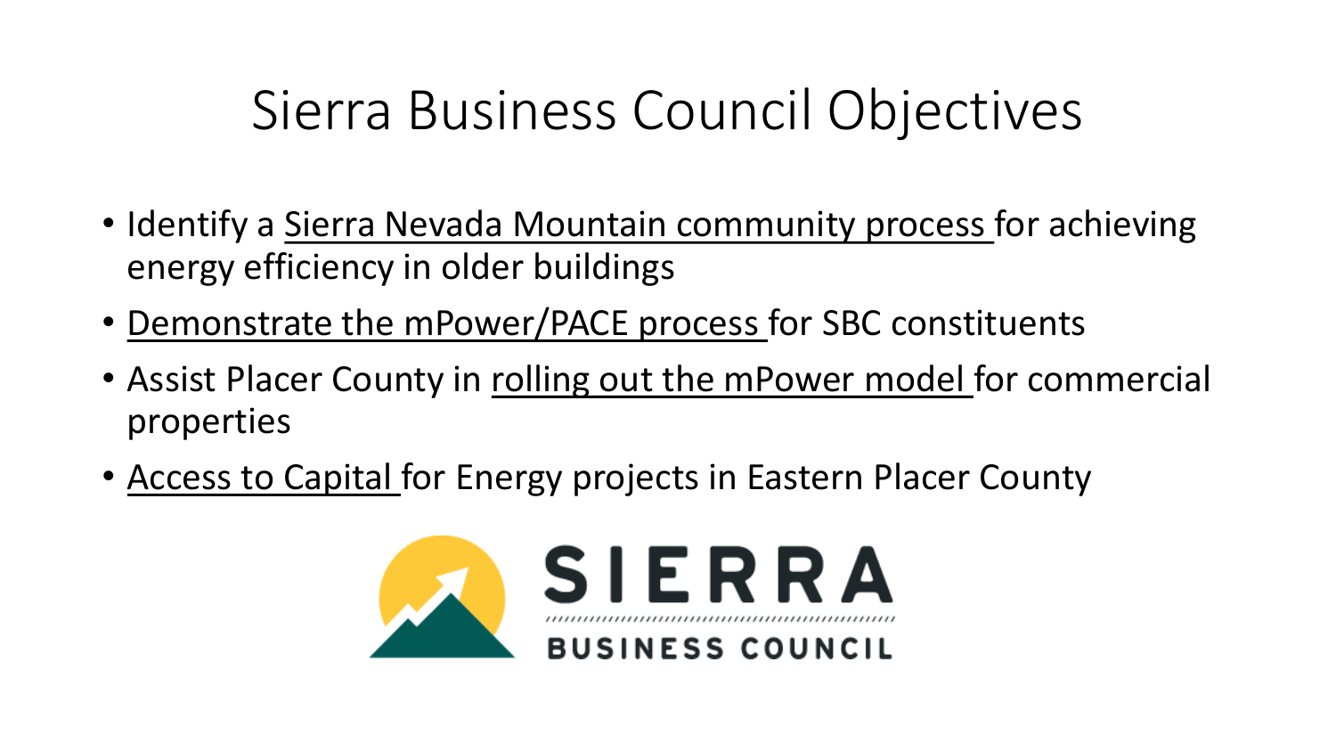# Sierra Business Council Objectives

- Identify a <u>Sierra Nevada Mountain community process</u> for achieving energy efficiency in older buildings
- <u>Demonstrate the mPower/PACE process</u> for SBC constituents
- Assist Placer County in <u>rolling out the mPower model</u> for commercial properties
- <u>Access to Capital</u> for Energy projects in Eastern Placer County

SIERRA BUSINESS COUNCIL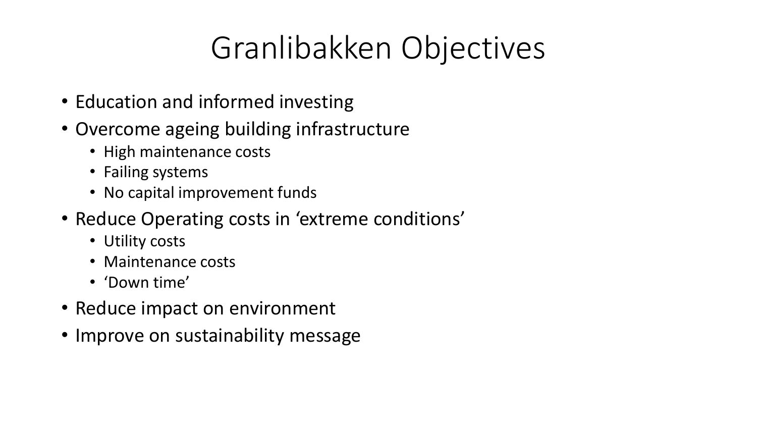# Granlibakken Objectives

- Education and informed investing
- Overcome ageing building infrastructure
  - High maintenance costs
  - Failing systems
  - No capital improvement funds
- Reduce Operating costs in 'extreme conditions'
  - Utility costs
  - Maintenance costs
  - 'Down time'
- Reduce impact on environment
- Improve on sustainability message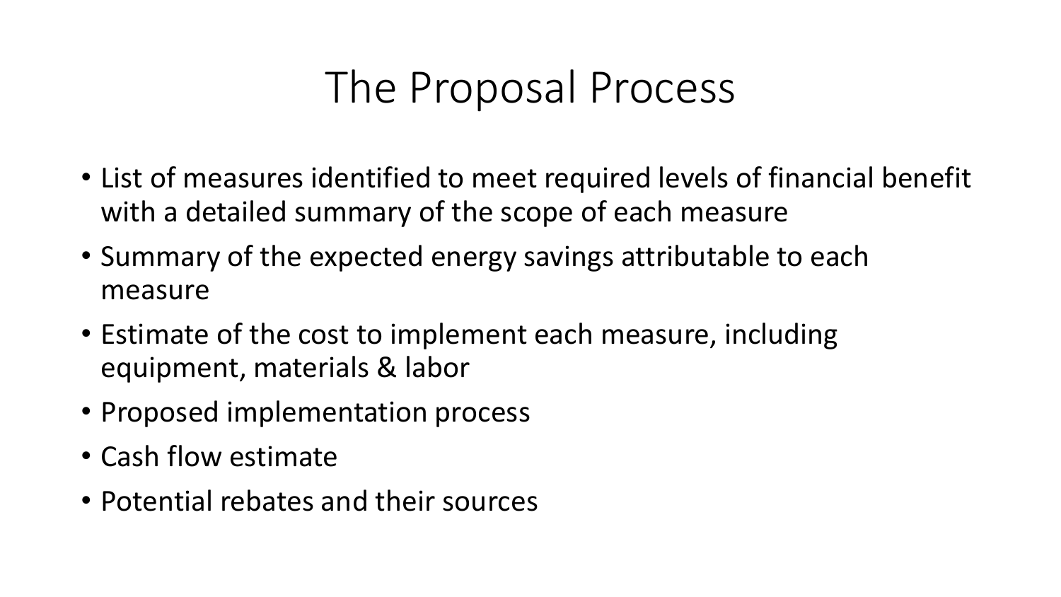# The Proposal Process

- List of measures identified to meet required levels of financial benefit with a detailed summary of the scope of each measure
- Summary of the expected energy savings attributable to each measure
- Estimate of the cost to implement each measure, including equipment, materials & labor
- Proposed implementation process
- Cash flow estimate
- Potential rebates and their sources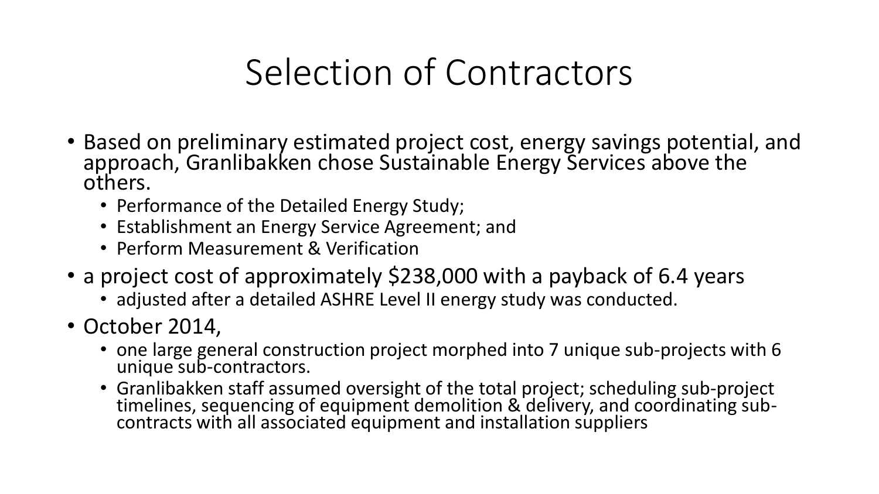# Selection of Contractors

- Based on preliminary estimated project cost, energy savings potential, and approach, Granlibakken chose Sustainable Energy Services above the others.
  - Performance of the Detailed Energy Study;
  - Establishment an Energy Service Agreement; and
  - Perform Measurement & Verification
- a project cost of approximately $238,000 with a payback of 6.4 years
  - adjusted after a detailed ASHRE Level II energy study was conducted.
- October 2014,
  - one large general construction project morphed into 7 unique sub-projects with 6 unique sub-contractors.
  - Granlibakken staff assumed oversight of the total project; scheduling sub-project timelines, sequencing of equipment demolition & delivery, and coordinating sub-contracts with all associated equipment and installation suppliers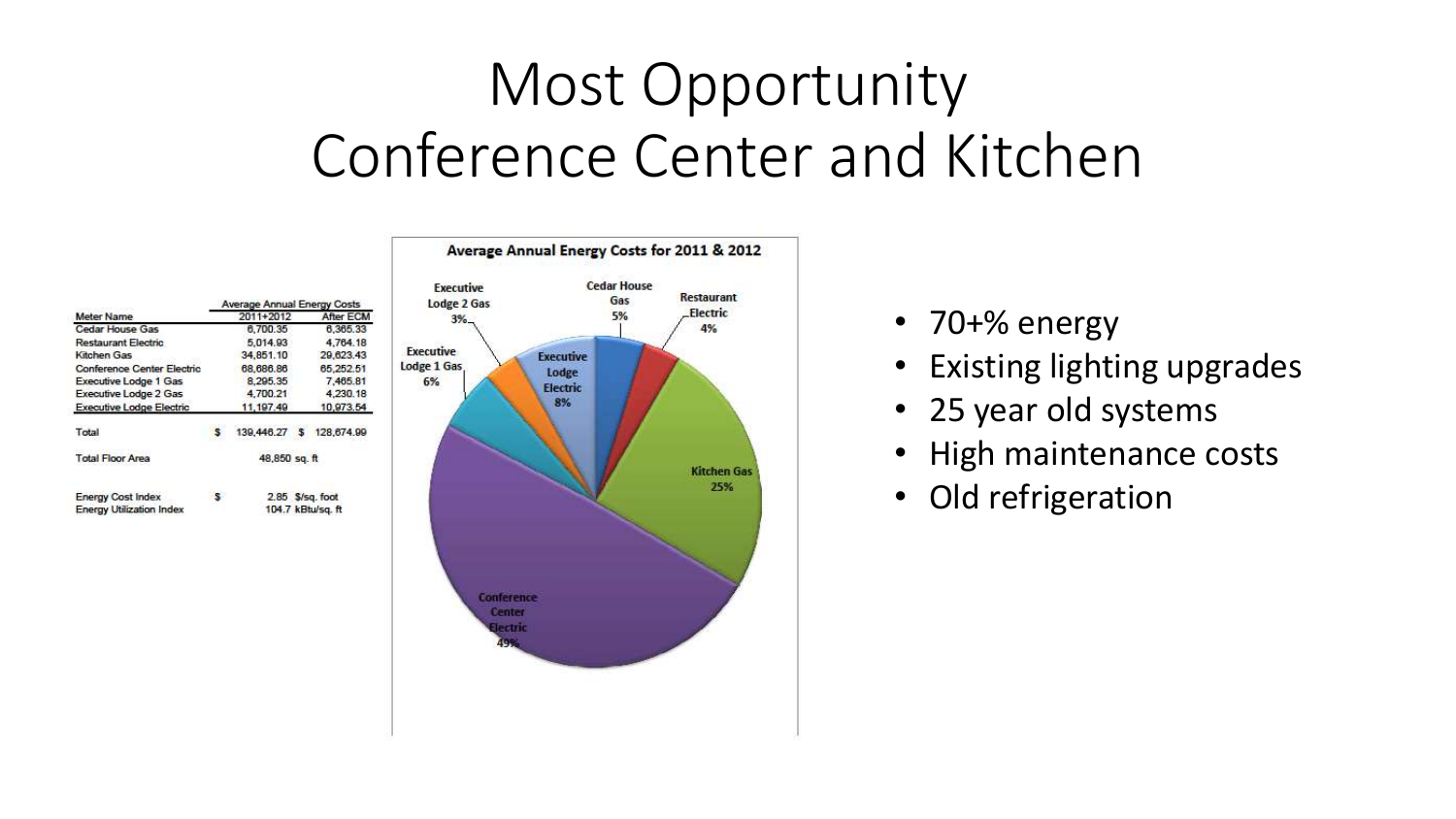# Most Opportunity
# Conference Center and Kitchen

| Meter Name | Average Annual Energy Costs 2011+2012 | After ECM |
|---|---|---|
| Cedar House Gas | 6,700.35 | 6,365.33 |
| Restaurant Electric | 5,014.93 | 4,764.18 |
| Kitchen Gas | 34,851.10 | 29,623.43 |
| Conference Center Electric | 68,686.86 | 65,252.51 |
| Executive Lodge 1 Gas | 8,295.35 | 7,465.81 |
| Executive Lodge 2 Gas | 4,700.21 | 4,230.18 |
| Executive Lodge Electric | 11,197.49 | 10,973.54 |
| Total | $ 139,446.27 | $ 128,674.99 |
| Total Floor Area | 48,850 sq. ft | |
| Energy Cost Index | $ 2.85 $/sq. foot | |
| Energy Utilization Index | 104.7 kBtu/sq. ft | |

**Average Annual Energy Costs for 2011 & 2012**

| Meter | Share |
|---|---|
| Conference Center Electric | 49% |
| Kitchen Gas | 25% |
| Executive Lodge Electric | 8% |
| Executive Lodge 1 Gas | 6% |
| Cedar House Gas | 5% |
| Restaurant Electric | 4% |
| Executive Lodge 2 Gas | 3% |

- 70+% energy
- Existing lighting upgrades
- 25 year old systems
- High maintenance costs
- Old refrigeration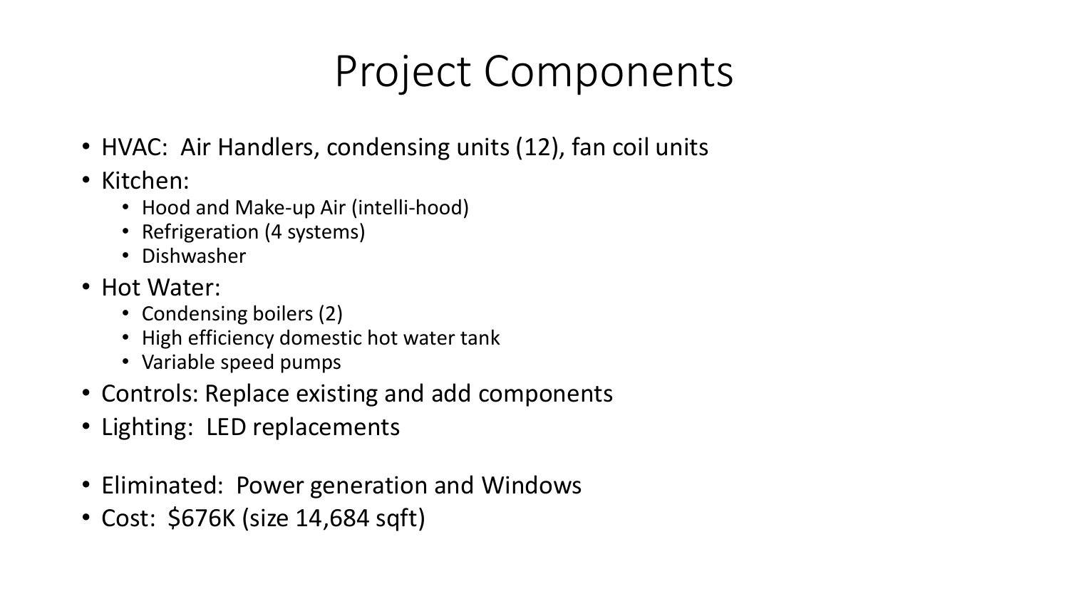# Project Components

- HVAC: Air Handlers, condensing units (12), fan coil units
- Kitchen:
  - Hood and Make-up Air (intelli-hood)
  - Refrigeration (4 systems)
  - Dishwasher
- Hot Water:
  - Condensing boilers (2)
  - High efficiency domestic hot water tank
  - Variable speed pumps
- Controls: Replace existing and add components
- Lighting: LED replacements

- Eliminated: Power generation and Windows
- Cost: $676K (size 14,684 sqft)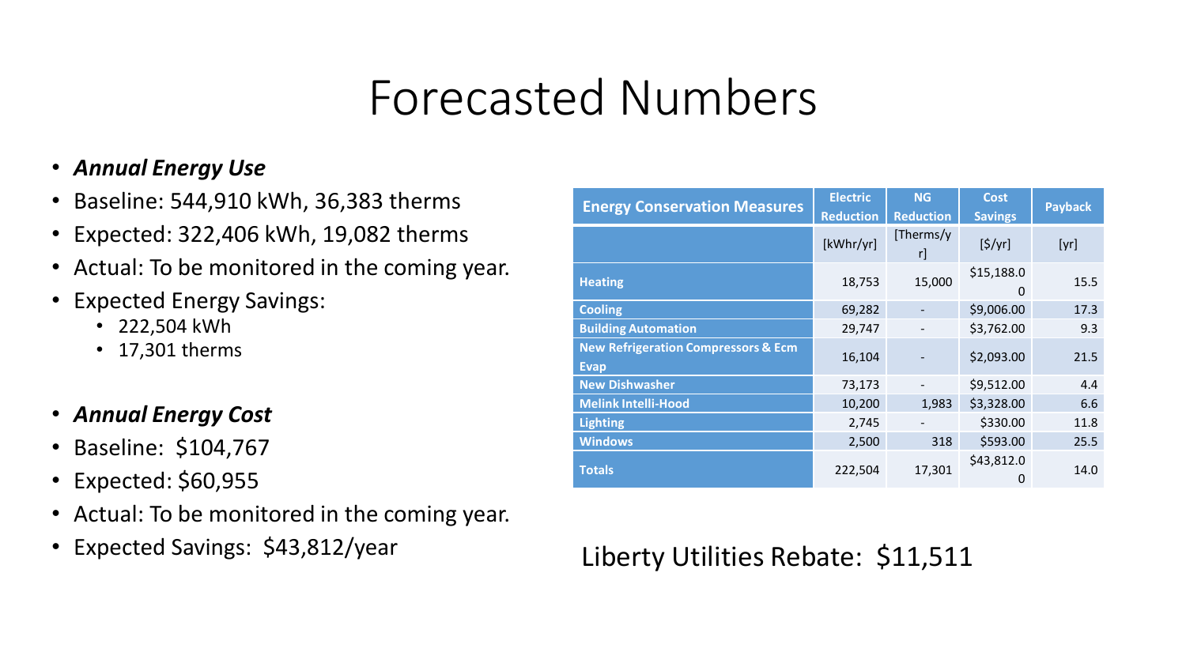# Forecasted Numbers

- ***Annual Energy Use***
- Baseline: 544,910 kWh, 36,383 therms
- Expected: 322,406 kWh, 19,082 therms
- Actual: To be monitored in the coming year.
- Expected Energy Savings:
  - 222,504 kWh
  - 17,301 therms

- ***Annual Energy Cost***
- Baseline: $104,767
- Expected: $60,955
- Actual: To be monitored in the coming year.
- Expected Savings: $43,812/year

| Energy Conservation Measures | Electric Reduction | NG Reduction | Cost Savings | Payback |
|---|---|---|---|---|
| | [kWhr/yr] | [Therms/yr] | [$/yr] | [yr] |
| **Heating** | 18,753 | 15,000 | $15,188.00 | 15.5 |
| **Cooling** | 69,282 | - | $9,006.00 | 17.3 |
| **Building Automation** | 29,747 | - | $3,762.00 | 9.3 |
| **New Refrigeration Compressors & Ecm Evap** | 16,104 | - | $2,093.00 | 21.5 |
| **New Dishwasher** | 73,173 | - | $9,512.00 | 4.4 |
| **Melink Intelli-Hood** | 10,200 | 1,983 | $3,328.00 | 6.6 |
| **Lighting** | 2,745 | - | $330.00 | 11.8 |
| **Windows** | 2,500 | 318 | $593.00 | 25.5 |
| **Totals** | 222,504 | 17,301 | $43,812.00 | 14.0 |

Liberty Utilities Rebate: $11,511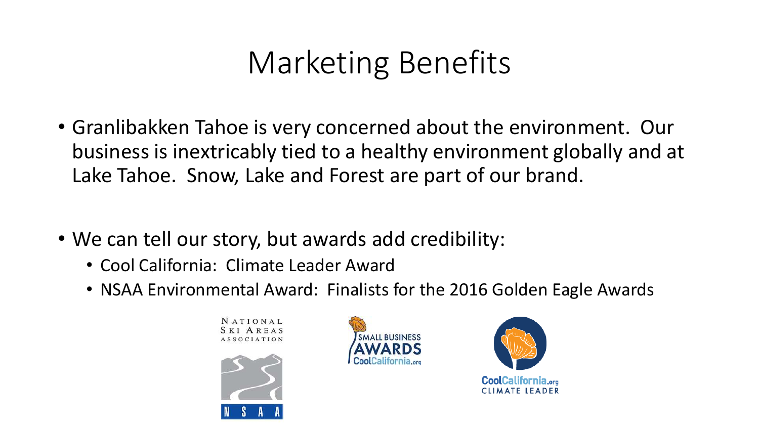# Marketing Benefits

- Granlibakken Tahoe is very concerned about the environment. Our business is inextricably tied to a healthy environment globally and at Lake Tahoe. Snow, Lake and Forest are part of our brand.

- We can tell our story, but awards add credibility:
  - Cool California: Climate Leader Award
  - NSAA Environmental Award: Finalists for the 2016 Golden Eagle Awards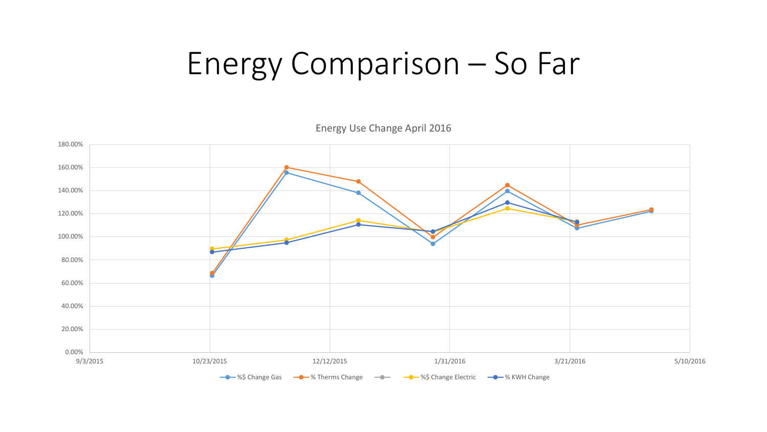# Energy Comparison – So Far

Energy Use Change April 2016

180.00%
160.00%
140.00%
120.00%
100.00%
80.00%
60.00%
40.00%
20.00%
0.00%

9/3/2015 10/23/2015 12/12/2015 1/31/2016 3/21/2016 5/10/2016

%$ Change Gas, % Therms Change, %$ Change Electric, % KWH Change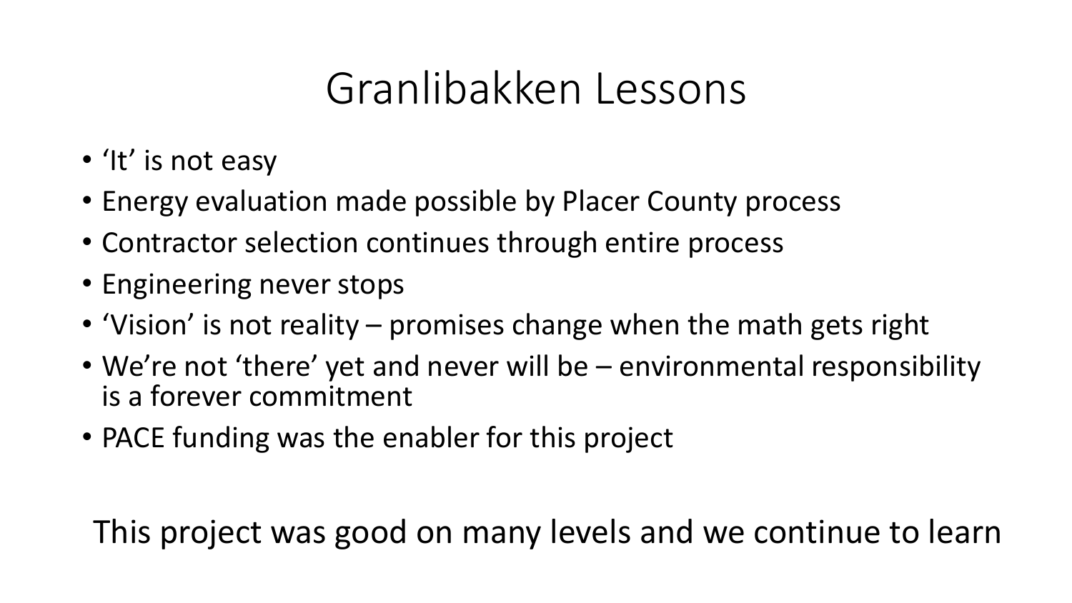# Granlibakken Lessons

- 'It' is not easy
- Energy evaluation made possible by Placer County process
- Contractor selection continues through entire process
- Engineering never stops
- 'Vision' is not reality – promises change when the math gets right
- We're not 'there' yet and never will be – environmental responsibility is a forever commitment
- PACE funding was the enabler for this project

This project was good on many levels and we continue to learn